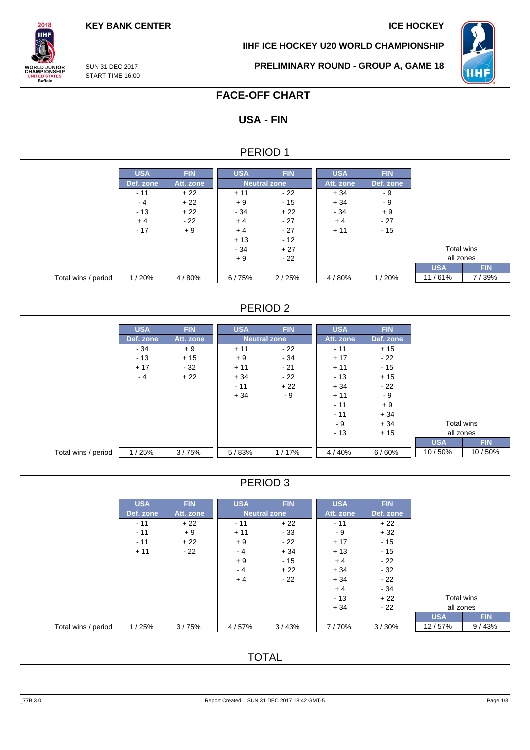KEY BANK CENTER

ICE HOCKEY

IIHF ICE HOCKEY U20 WORLD CHAMPIONSHIP

SUN 31 DEC 2017
START TIME 16:00

PRELIMINARY ROUND - GROUP A, GAME 18

# FACE-OFF CHART

## USA - FIN

### PERIOD 1

| | USA | FIN | USA | FIN | USA | FIN | | |
|---|---|---|---|---|---|---|---|---|
| | Def. zone | Att. zone | Neutral zone | | Att. zone | Def. zone | | |
| | - 11 | + 22 | + 11 | - 22 | + 34 | - 9 | | |
| | - 4 | + 22 | + 9 | - 15 | + 34 | - 9 | | |
| | - 13 | + 22 | - 34 | + 22 | - 34 | + 9 | | |
| | + 4 | - 22 | + 4 | - 27 | + 4 | - 27 | | |
| | - 17 | + 9 | + 4 | - 27 | + 11 | - 15 | | |
| | | | + 13 | - 12 | | | | |
| | | | - 34 | + 27 | | | Total wins all zones | |
| | | | + 9 | - 22 | | | USA | FIN |
| Total wins / period | 1 / 20% | 4 / 80% | 6 / 75% | 2 / 25% | 4 / 80% | 1 / 20% | 11 / 61% | 7 / 39% |

### PERIOD 2

| | USA | FIN | USA | FIN | USA | FIN | | |
|---|---|---|---|---|---|---|---|---|
| | Def. zone | Att. zone | Neutral zone | | Att. zone | Def. zone | | |
| | - 34 | + 9 | + 11 | - 22 | - 11 | + 15 | | |
| | - 13 | + 15 | + 9 | - 34 | + 17 | - 22 | | |
| | + 17 | - 32 | + 11 | - 21 | + 11 | - 15 | | |
| | - 4 | + 22 | + 34 | - 22 | - 13 | + 15 | | |
| | | | - 11 | + 22 | + 34 | - 22 | | |
| | | | + 34 | - 9 | + 11 | - 9 | | |
| | | | | | - 11 | + 9 | | |
| | | | | | - 11 | + 34 | | |
| | | | | | - 9 | + 34 | Total wins all zones | |
| | | | | | - 13 | + 15 | USA | FIN |
| Total wins / period | 1 / 25% | 3 / 75% | 5 / 83% | 1 / 17% | 4 / 40% | 6 / 60% | 10 / 50% | 10 / 50% |

### PERIOD 3

| | USA | FIN | USA | FIN | USA | FIN | | |
|---|---|---|---|---|---|---|---|---|
| | Def. zone | Att. zone | Neutral zone | | Att. zone | Def. zone | | |
| | - 11 | + 22 | - 11 | + 22 | - 11 | + 22 | | |
| | - 11 | + 9 | + 11 | - 33 | - 9 | + 32 | | |
| | - 11 | + 22 | + 9 | - 22 | + 17 | - 15 | | |
| | + 11 | - 22 | - 4 | + 34 | + 13 | - 15 | | |
| | | | + 9 | - 15 | + 4 | - 22 | | |
| | | | - 4 | + 22 | + 34 | - 32 | | |
| | | | + 4 | - 22 | + 34 | - 22 | | |
| | | | | | + 4 | - 34 | | |
| | | | | | - 13 | + 22 | Total wins all zones | |
| | | | | | + 34 | - 22 | USA | FIN |
| Total wins / period | 1 / 25% | 3 / 75% | 4 / 57% | 3 / 43% | 7 / 70% | 3 / 30% | 12 / 57% | 9 / 43% |

### TOTAL

_77B 3.0 Report Created SUN 31 DEC 2017 18:42 GMT-5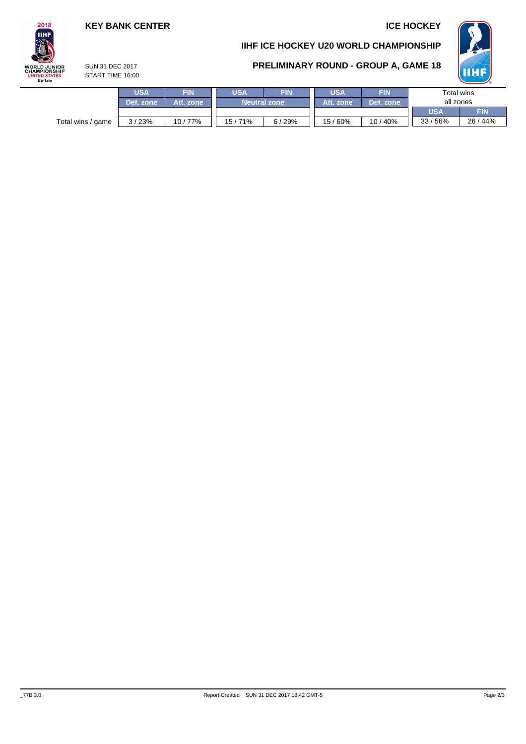**KEY BANK CENTER**

**ICE HOCKEY**

## IIHF ICE HOCKEY U20 WORLD CHAMPIONSHIP

SUN 31 DEC 2017
START TIME 16:00

## PRELIMINARY ROUND - GROUP A, GAME 18

| | USA | FIN | USA | FIN | USA | FIN | Total wins all zones | |
|---|---|---|---|---|---|---|---|---|
| | Def. zone | Att. zone | Neutral zone | | Att. zone | Def. zone | USA | FIN |
| Total wins / game | 3 / 23% | 10 / 77% | 15 / 71% | 6 / 29% | 15 / 60% | 10 / 40% | 33 / 56% | 26 / 44% |

_77B 3.0 Report Created SUN 31 DEC 2017 18:42 GMT-5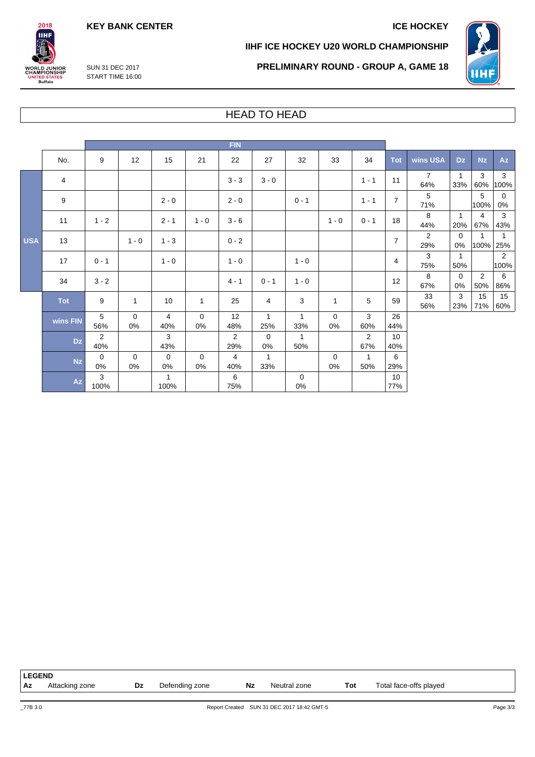**KEY BANK CENTER**

**ICE HOCKEY**

**IIHF ICE HOCKEY U20 WORLD CHAMPIONSHIP**

SUN 31 DEC 2017
START TIME 16:00

**PRELIMINARY ROUND - GROUP A, GAME 18**

# HEAD TO HEAD

| | | FIN | | | | | | | | | | | | | |
|---|---|---|---|---|---|---|---|---|---|---|---|---|---|---|---|
| | No. | 9 | 12 | 15 | 21 | 22 | 27 | 32 | 33 | 34 | Tot | wins USA | Dz | Nz | Az |
| USA | 4 | | | | | 3 - 3 | 3 - 0 | | | 1 - 1 | 11 | 7 64% | 1 33% | 3 60% | 3 100% |
| | 9 | | | 2 - 0 | | 2 - 0 | | 0 - 1 | | 1 - 1 | 7 | 5 71% | | 5 100% | 0 0% |
| | 11 | 1 - 2 | | 2 - 1 | 1 - 0 | 3 - 6 | | | 1 - 0 | 0 - 1 | 18 | 8 44% | 1 20% | 4 67% | 3 43% |
| | 13 | | 1 - 0 | 1 - 3 | | 0 - 2 | | | | | 7 | 2 29% | 0 0% | 1 100% | 1 25% |
| | 17 | 0 - 1 | | 1 - 0 | | 1 - 0 | | 1 - 0 | | | 4 | 3 75% | 1 50% | | 2 100% |
| | 34 | 3 - 2 | | | | 4 - 1 | 0 - 1 | 1 - 0 | | | 12 | 8 67% | 0 0% | 2 50% | 6 86% |
| | Tot | 9 | 1 | 10 | 1 | 25 | 4 | 3 | 1 | 5 | 59 | 33 56% | 3 23% | 15 71% | 15 60% |
| | wins FIN | 5 56% | 0 0% | 4 40% | 0 0% | 12 48% | 1 25% | 1 33% | 0 0% | 3 60% | 26 44% | | | | |
| | Dz | 2 40% | | 3 43% | | 2 29% | 0 0% | 1 50% | | 2 67% | 10 40% | | | | |
| | Nz | 0 0% | 0 0% | 0 0% | 0 0% | 4 40% | 1 33% | | 0 0% | 1 50% | 6 29% | | | | |
| | Az | 3 100% | | 1 100% | | 6 75% | | 0 0% | | | 10 77% | | | | |

**LEGEND**

| | | | | | | | |
|---|---|---|---|---|---|---|---|
| **Az** | Attacking zone | **Dz** | Defending zone | **Nz** | Neutral zone | **Tot** | Total face-offs played |

_77B 3.0

Report Created SUN 31 DEC 2017 18:42 GMT-5